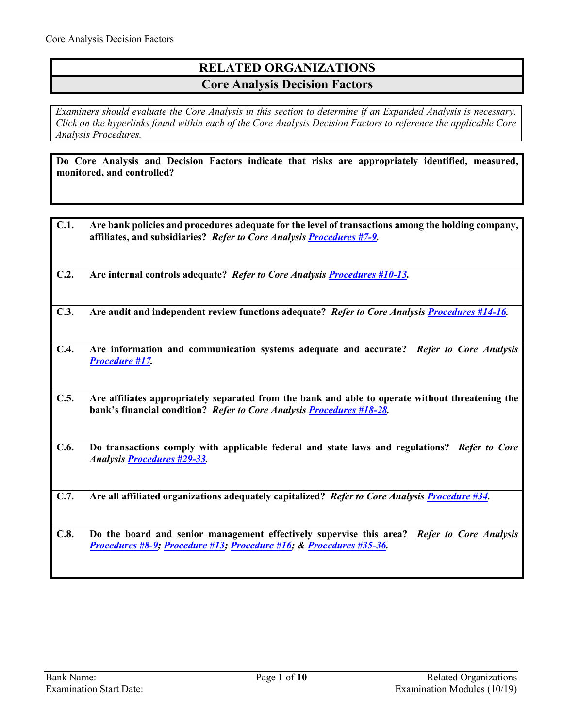# RELATED ORGANIZATIONS

## Core Analysis Decision Factors

*Examiners should evaluate the Core Analysis in this section to determine if an Expanded Analysis is necessary. Click on the hyperlinks found within each of the Core Analysis Decision Factors to reference the applicable Core Analysis Procedures.*

**Do Core Analysis and Decision Factors indicate that risks are appropriately identified, measured, monitored, and controlled?**

**C.1.** **Are bank policies and procedures adequate for the level of transactions among the holding company, affiliates, and subsidiaries?** ***Refer to Core Analysis Procedures #7-9.***

**C.2.** **Are internal controls adequate?** ***Refer to Core Analysis Procedures #10-13.***

**C.3.** **Are audit and independent review functions adequate?** ***Refer to Core Analysis Procedures #14-16.***

**C.4.** **Are information and communication systems adequate and accurate?** ***Refer to Core Analysis Procedure #17.***

**C.5.** **Are affiliates appropriately separated from the bank and able to operate without threatening the bank's financial condition?** ***Refer to Core Analysis Procedures #18-28.***

**C.6.** **Do transactions comply with applicable federal and state laws and regulations?** ***Refer to Core Analysis Procedures #29-33.***

**C.7.** **Are all affiliated organizations adequately capitalized?** ***Refer to Core Analysis Procedure #34.***

**C.8.** **Do the board and senior management effectively supervise this area?** ***Refer to Core Analysis Procedures #8-9; Procedure #13; Procedure #16; & Procedures #35-36.***

Bank Name:
Examination Start Date: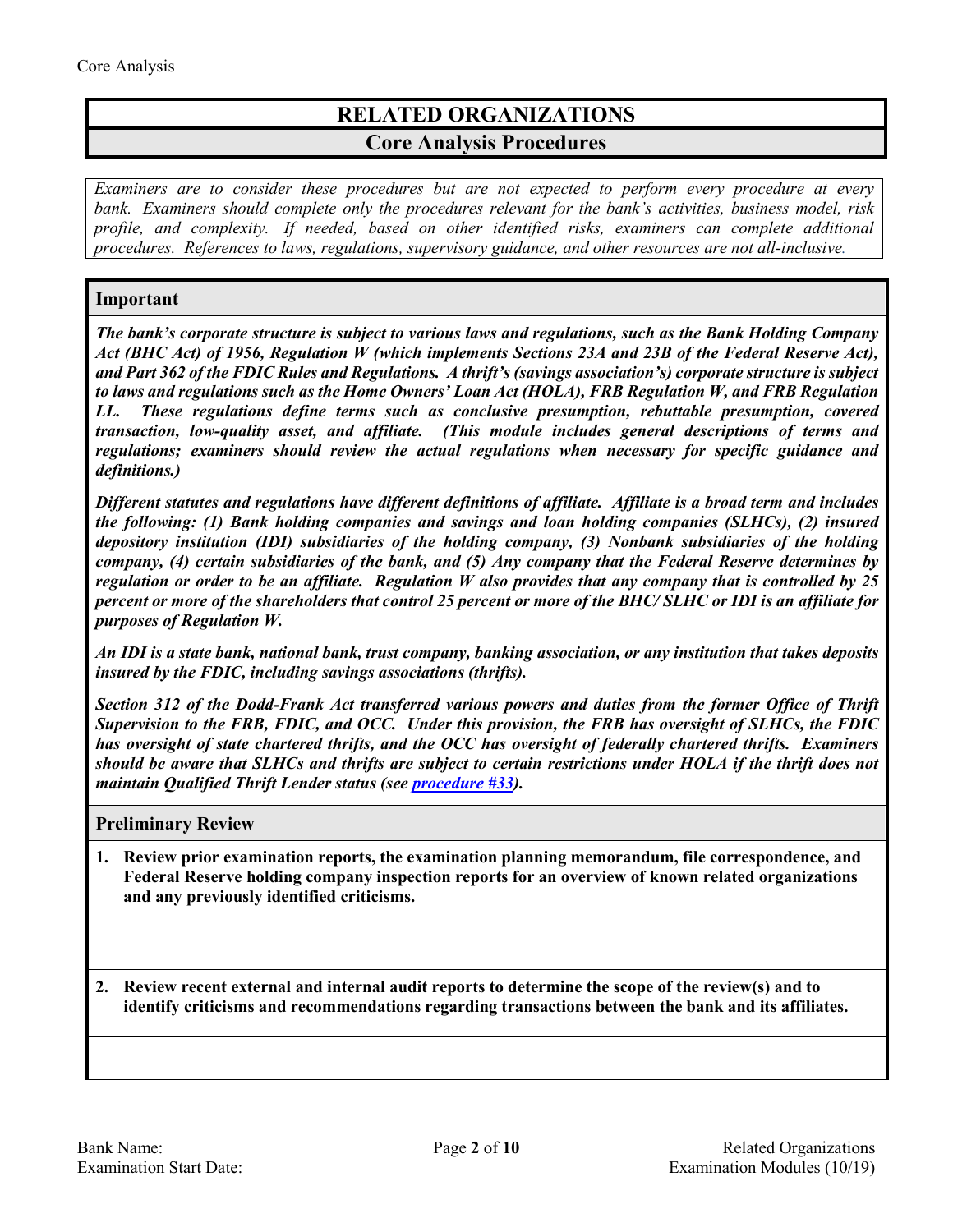# RELATED ORGANIZATIONS

## Core Analysis Procedures

*Examiners are to consider these procedures but are not expected to perform every procedure at every bank. Examiners should complete only the procedures relevant for the bank's activities, business model, risk profile, and complexity. If needed, based on other identified risks, examiners can complete additional procedures. References to laws, regulations, supervisory guidance, and other resources are not all-inclusive.*

### Important

***The bank's corporate structure is subject to various laws and regulations, such as the Bank Holding Company Act (BHC Act) of 1956, Regulation W (which implements Sections 23A and 23B of the Federal Reserve Act), and Part 362 of the FDIC Rules and Regulations. A thrift's (savings association's) corporate structure is subject to laws and regulations such as the Home Owners' Loan Act (HOLA), FRB Regulation W, and FRB Regulation LL. These regulations define terms such as conclusive presumption, rebuttable presumption, covered transaction, low-quality asset, and affiliate. (This module includes general descriptions of terms and regulations; examiners should review the actual regulations when necessary for specific guidance and definitions.)***

***Different statutes and regulations have different definitions of affiliate. Affiliate is a broad term and includes the following: (1) Bank holding companies and savings and loan holding companies (SLHCs), (2) insured depository institution (IDI) subsidiaries of the holding company, (3) Nonbank subsidiaries of the holding company, (4) certain subsidiaries of the bank, and (5) Any company that the Federal Reserve determines by regulation or order to be an affiliate. Regulation W also provides that any company that is controlled by 25 percent or more of the shareholders that control 25 percent or more of the BHC/ SLHC or IDI is an affiliate for purposes of Regulation W.***

***An IDI is a state bank, national bank, trust company, banking association, or any institution that takes deposits insured by the FDIC, including savings associations (thrifts).***

***Section 312 of the Dodd-Frank Act transferred various powers and duties from the former Office of Thrift Supervision to the FRB, FDIC, and OCC. Under this provision, the FRB has oversight of SLHCs, the FDIC has oversight of state chartered thrifts, and the OCC has oversight of federally chartered thrifts. Examiners should be aware that SLHCs and thrifts are subject to certain restrictions under HOLA if the thrift does not maintain Qualified Thrift Lender status (see procedure #33).***

### Preliminary Review

**1. Review prior examination reports, the examination planning memorandum, file correspondence, and Federal Reserve holding company inspection reports for an overview of known related organizations and any previously identified criticisms.**

**2. Review recent external and internal audit reports to determine the scope of the review(s) and to identify criticisms and recommendations regarding transactions between the bank and its affiliates.**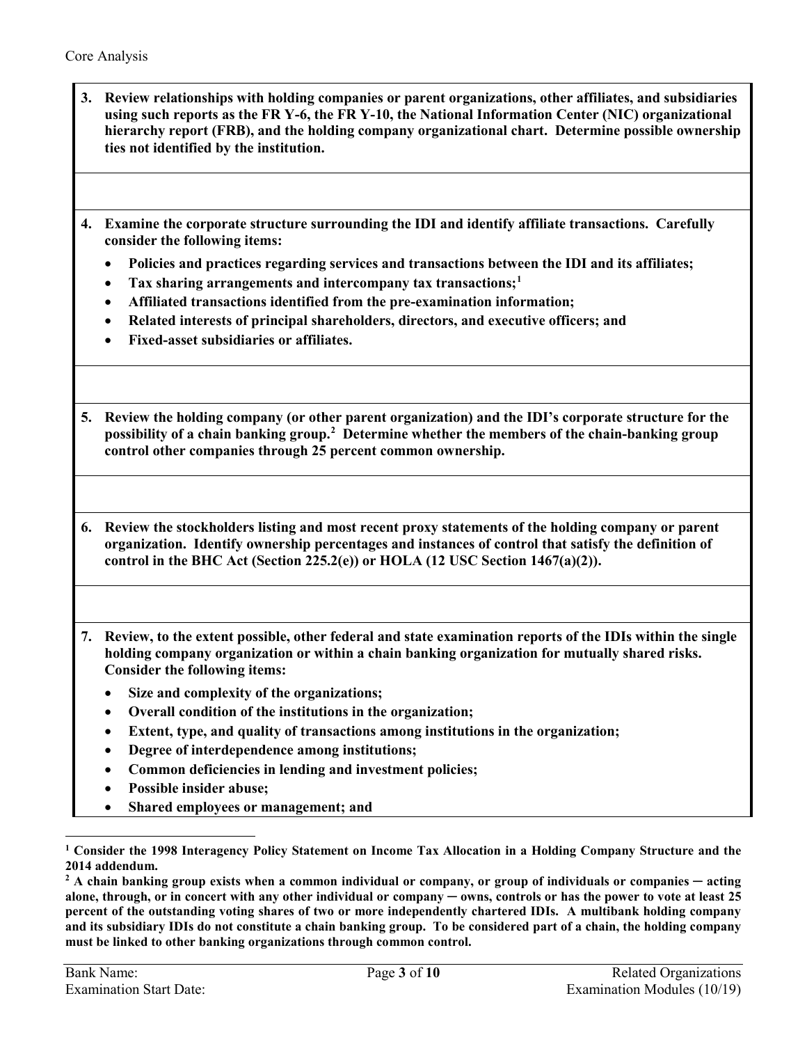**3. Review relationships with holding companies or parent organizations, other affiliates, and subsidiaries using such reports as the FR Y-6, the FR Y-10, the National Information Center (NIC) organizational hierarchy report (FRB), and the holding company organizational chart. Determine possible ownership ties not identified by the institution.**

**4. Examine the corporate structure surrounding the IDI and identify affiliate transactions. Carefully consider the following items:**

- **Policies and practices regarding services and transactions between the IDI and its affiliates;**
- **Tax sharing arrangements and intercompany tax transactions;[1]**
- **Affiliated transactions identified from the pre-examination information;**
- **Related interests of principal shareholders, directors, and executive officers; and**
- **Fixed-asset subsidiaries or affiliates.**

**5. Review the holding company (or other parent organization) and the IDI's corporate structure for the possibility of a chain banking group.[2] Determine whether the members of the chain-banking group control other companies through 25 percent common ownership.**

**6. Review the stockholders listing and most recent proxy statements of the holding company or parent organization. Identify ownership percentages and instances of control that satisfy the definition of control in the BHC Act (Section 225.2(e)) or HOLA (12 USC Section 1467(a)(2)).**

**7. Review, to the extent possible, other federal and state examination reports of the IDIs within the single holding company organization or within a chain banking organization for mutually shared risks. Consider the following items:**

- **Size and complexity of the organizations;**
- **Overall condition of the institutions in the organization;**
- **Extent, type, and quality of transactions among institutions in the organization;**
- **Degree of interdependence among institutions;**
- **Common deficiencies in lending and investment policies;**
- **Possible insider abuse;**
- **Shared employees or management; and**

---

**[1] Consider the 1998 Interagency Policy Statement on Income Tax Allocation in a Holding Company Structure and the 2014 addendum.**

**[2] A chain banking group exists when a common individual or company, or group of individuals or companies ─ acting alone, through, or in concert with any other individual or company ─ owns, controls or has the power to vote at least 25 percent of the outstanding voting shares of two or more independently chartered IDIs. A multibank holding company and its subsidiary IDIs do not constitute a chain banking group. To be considered part of a chain, the holding company must be linked to other banking organizations through common control.**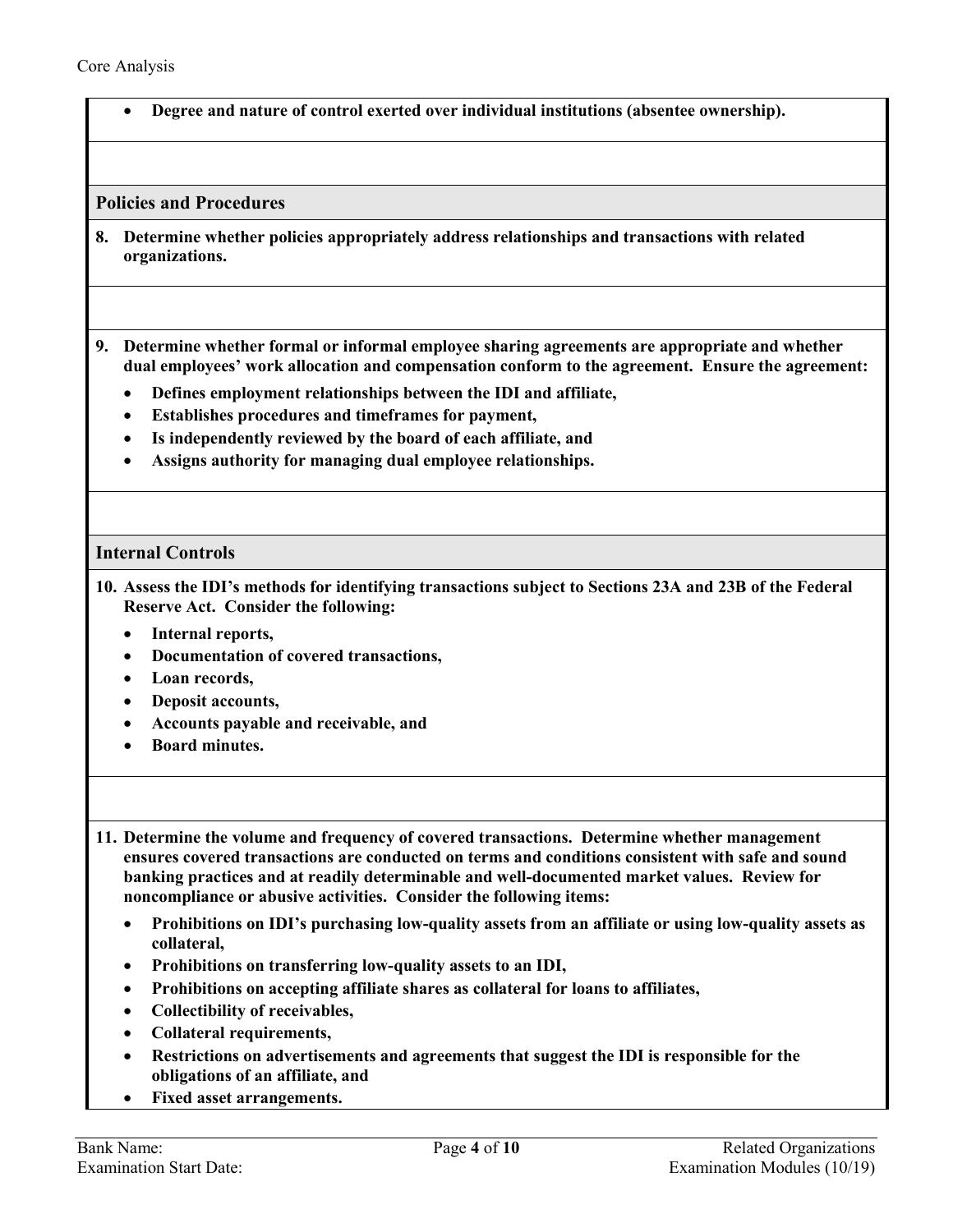- **Degree and nature of control exerted over individual institutions (absentee ownership).**

## Policies and Procedures

**8. Determine whether policies appropriately address relationships and transactions with related organizations.**

**9. Determine whether formal or informal employee sharing agreements are appropriate and whether dual employees' work allocation and compensation conform to the agreement. Ensure the agreement:**

- **Defines employment relationships between the IDI and affiliate,**
- **Establishes procedures and timeframes for payment,**
- **Is independently reviewed by the board of each affiliate, and**
- **Assigns authority for managing dual employee relationships.**

## Internal Controls

**10. Assess the IDI's methods for identifying transactions subject to Sections 23A and 23B of the Federal Reserve Act. Consider the following:**

- **Internal reports,**
- **Documentation of covered transactions,**
- **Loan records,**
- **Deposit accounts,**
- **Accounts payable and receivable, and**
- **Board minutes.**

**11. Determine the volume and frequency of covered transactions. Determine whether management ensures covered transactions are conducted on terms and conditions consistent with safe and sound banking practices and at readily determinable and well-documented market values. Review for noncompliance or abusive activities. Consider the following items:**

- **Prohibitions on IDI's purchasing low-quality assets from an affiliate or using low-quality assets as collateral,**
- **Prohibitions on transferring low-quality assets to an IDI,**
- **Prohibitions on accepting affiliate shares as collateral for loans to affiliates,**
- **Collectibility of receivables,**
- **Collateral requirements,**
- **Restrictions on advertisements and agreements that suggest the IDI is responsible for the obligations of an affiliate, and**
- **Fixed asset arrangements.**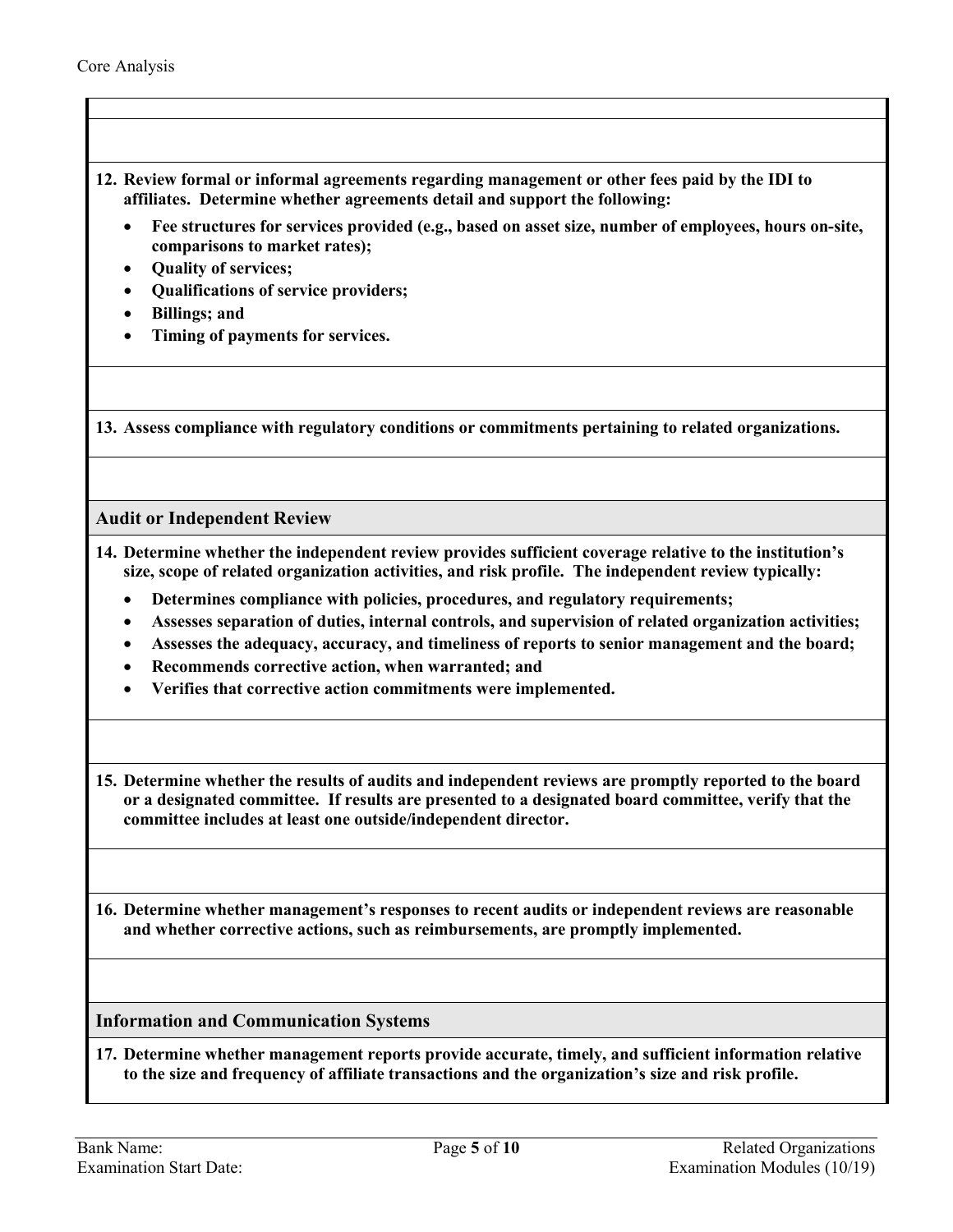**12. Review formal or informal agreements regarding management or other fees paid by the IDI to affiliates. Determine whether agreements detail and support the following:**

- **Fee structures for services provided (e.g., based on asset size, number of employees, hours on-site, comparisons to market rates);**
- **Quality of services;**
- **Qualifications of service providers;**
- **Billings; and**
- **Timing of payments for services.**

**13. Assess compliance with regulatory conditions or commitments pertaining to related organizations.**

### Audit or Independent Review

**14. Determine whether the independent review provides sufficient coverage relative to the institution's size, scope of related organization activities, and risk profile. The independent review typically:**

- **Determines compliance with policies, procedures, and regulatory requirements;**
- **Assesses separation of duties, internal controls, and supervision of related organization activities;**
- **Assesses the adequacy, accuracy, and timeliness of reports to senior management and the board;**
- **Recommends corrective action, when warranted; and**
- **Verifies that corrective action commitments were implemented.**

**15. Determine whether the results of audits and independent reviews are promptly reported to the board or a designated committee. If results are presented to a designated board committee, verify that the committee includes at least one outside/independent director.**

**16. Determine whether management's responses to recent audits or independent reviews are reasonable and whether corrective actions, such as reimbursements, are promptly implemented.**

### Information and Communication Systems

**17. Determine whether management reports provide accurate, timely, and sufficient information relative to the size and frequency of affiliate transactions and the organization's size and risk profile.**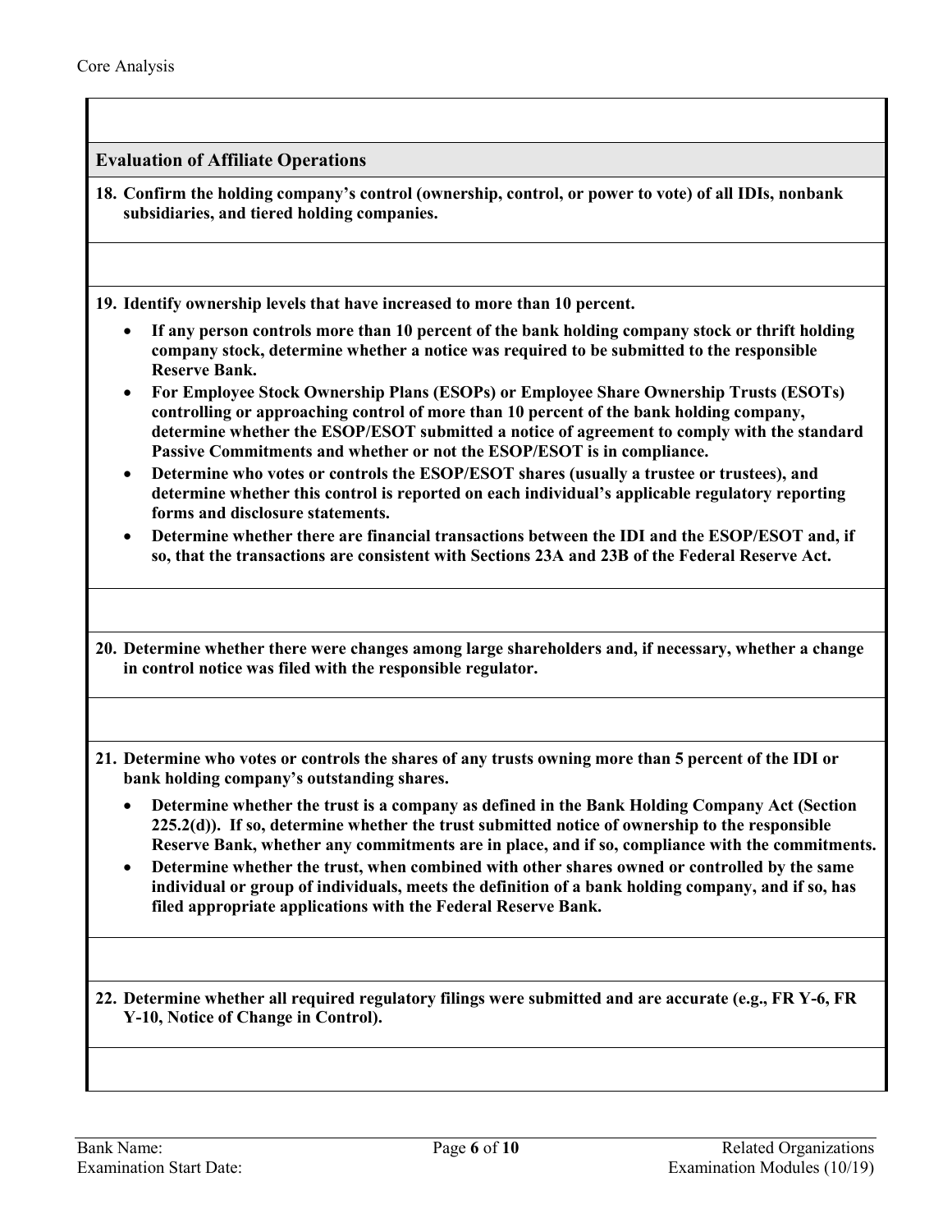## Evaluation of Affiliate Operations

**18. Confirm the holding company's control (ownership, control, or power to vote) of all IDIs, nonbank subsidiaries, and tiered holding companies.**

**19. Identify ownership levels that have increased to more than 10 percent.**

- **If any person controls more than 10 percent of the bank holding company stock or thrift holding company stock, determine whether a notice was required to be submitted to the responsible Reserve Bank.**
- **For Employee Stock Ownership Plans (ESOPs) or Employee Share Ownership Trusts (ESOTs) controlling or approaching control of more than 10 percent of the bank holding company, determine whether the ESOP/ESOT submitted a notice of agreement to comply with the standard Passive Commitments and whether or not the ESOP/ESOT is in compliance.**
- **Determine who votes or controls the ESOP/ESOT shares (usually a trustee or trustees), and determine whether this control is reported on each individual's applicable regulatory reporting forms and disclosure statements.**
- **Determine whether there are financial transactions between the IDI and the ESOP/ESOT and, if so, that the transactions are consistent with Sections 23A and 23B of the Federal Reserve Act.**

**20. Determine whether there were changes among large shareholders and, if necessary, whether a change in control notice was filed with the responsible regulator.**

**21. Determine who votes or controls the shares of any trusts owning more than 5 percent of the IDI or bank holding company's outstanding shares.**

- **Determine whether the trust is a company as defined in the Bank Holding Company Act (Section 225.2(d)). If so, determine whether the trust submitted notice of ownership to the responsible Reserve Bank, whether any commitments are in place, and if so, compliance with the commitments.**
- **Determine whether the trust, when combined with other shares owned or controlled by the same individual or group of individuals, meets the definition of a bank holding company, and if so, has filed appropriate applications with the Federal Reserve Bank.**

**22. Determine whether all required regulatory filings were submitted and are accurate (e.g., FR Y-6, FR Y-10, Notice of Change in Control).**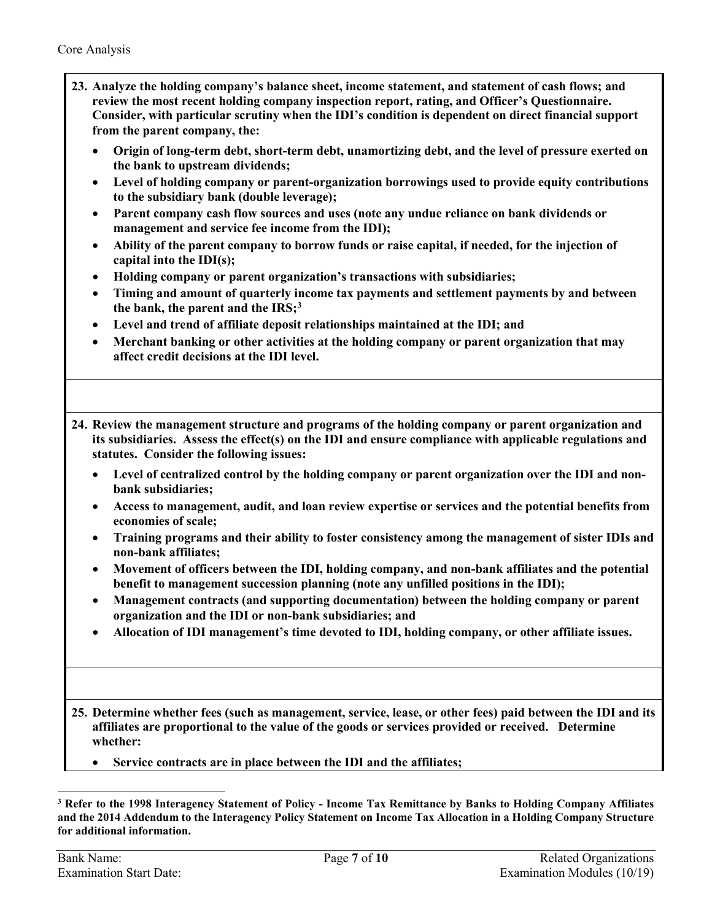**23. Analyze the holding company's balance sheet, income statement, and statement of cash flows; and review the most recent holding company inspection report, rating, and Officer's Questionnaire. Consider, with particular scrutiny when the IDI's condition is dependent on direct financial support from the parent company, the:**

- **Origin of long-term debt, short-term debt, unamortizing debt, and the level of pressure exerted on the bank to upstream dividends;**
- **Level of holding company or parent-organization borrowings used to provide equity contributions to the subsidiary bank (double leverage);**
- **Parent company cash flow sources and uses (note any undue reliance on bank dividends or management and service fee income from the IDI);**
- **Ability of the parent company to borrow funds or raise capital, if needed, for the injection of capital into the IDI(s);**
- **Holding company or parent organization's transactions with subsidiaries;**
- **Timing and amount of quarterly income tax payments and settlement payments by and between the bank, the parent and the IRS;[3]**
- **Level and trend of affiliate deposit relationships maintained at the IDI; and**
- **Merchant banking or other activities at the holding company or parent organization that may affect credit decisions at the IDI level.**

**24. Review the management structure and programs of the holding company or parent organization and its subsidiaries. Assess the effect(s) on the IDI and ensure compliance with applicable regulations and statutes. Consider the following issues:**

- **Level of centralized control by the holding company or parent organization over the IDI and non-bank subsidiaries;**
- **Access to management, audit, and loan review expertise or services and the potential benefits from economies of scale;**
- **Training programs and their ability to foster consistency among the management of sister IDIs and non-bank affiliates;**
- **Movement of officers between the IDI, holding company, and non-bank affiliates and the potential benefit to management succession planning (note any unfilled positions in the IDI);**
- **Management contracts (and supporting documentation) between the holding company or parent organization and the IDI or non-bank subsidiaries; and**
- **Allocation of IDI management's time devoted to IDI, holding company, or other affiliate issues.**

**25. Determine whether fees (such as management, service, lease, or other fees) paid between the IDI and its affiliates are proportional to the value of the goods or services provided or received. Determine whether:**

- **Service contracts are in place between the IDI and the affiliates;**

---

**[3] Refer to the 1998 Interagency Statement of Policy - Income Tax Remittance by Banks to Holding Company Affiliates and the 2014 Addendum to the Interagency Policy Statement on Income Tax Allocation in a Holding Company Structure for additional information.**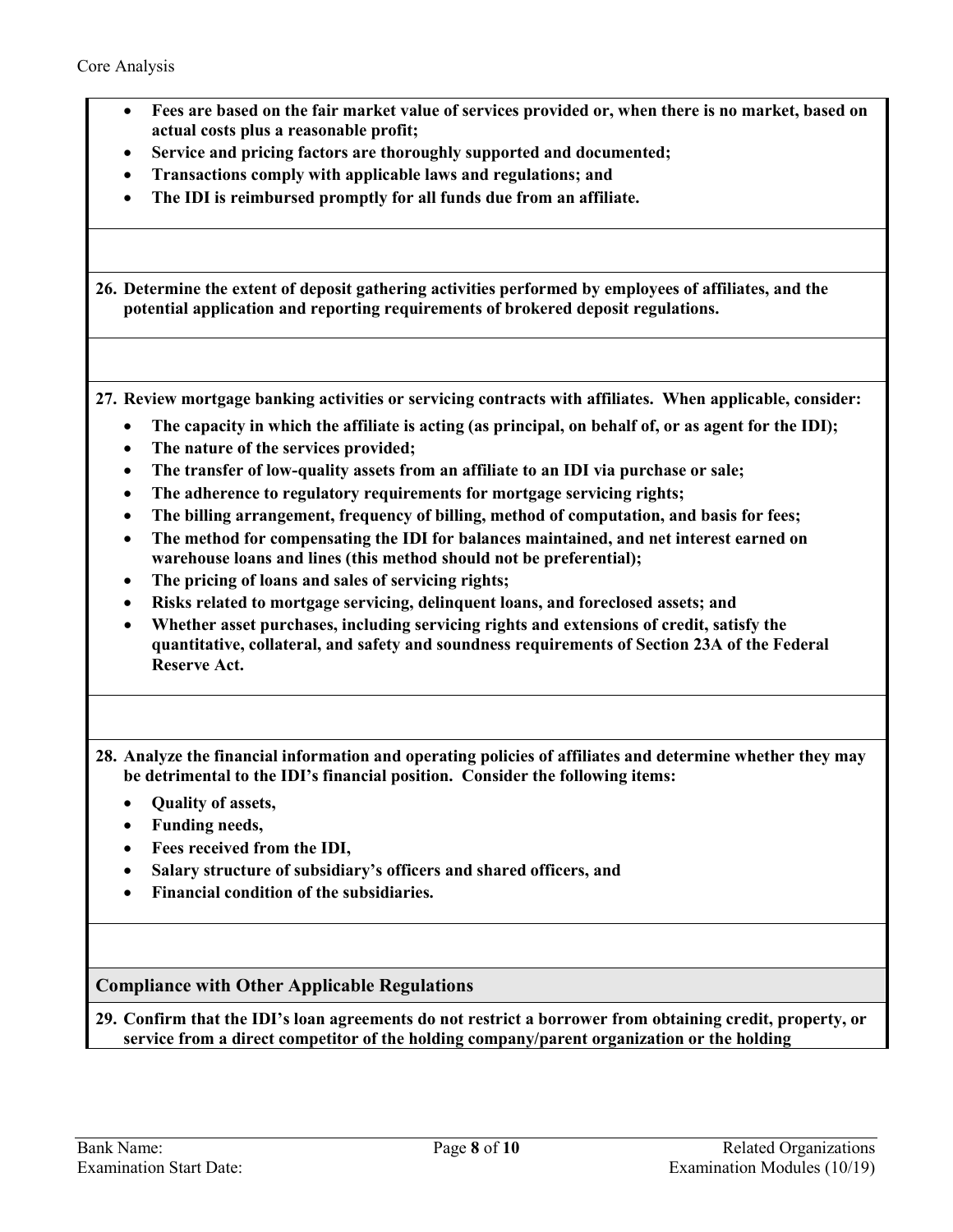- **Fees are based on the fair market value of services provided or, when there is no market, based on actual costs plus a reasonable profit;**
- **Service and pricing factors are thoroughly supported and documented;**
- **Transactions comply with applicable laws and regulations; and**
- **The IDI is reimbursed promptly for all funds due from an affiliate.**

**26. Determine the extent of deposit gathering activities performed by employees of affiliates, and the potential application and reporting requirements of brokered deposit regulations.**

**27. Review mortgage banking activities or servicing contracts with affiliates. When applicable, consider:**

- **The capacity in which the affiliate is acting (as principal, on behalf of, or as agent for the IDI);**
- **The nature of the services provided;**
- **The transfer of low-quality assets from an affiliate to an IDI via purchase or sale;**
- **The adherence to regulatory requirements for mortgage servicing rights;**
- **The billing arrangement, frequency of billing, method of computation, and basis for fees;**
- **The method for compensating the IDI for balances maintained, and net interest earned on warehouse loans and lines (this method should not be preferential);**
- **The pricing of loans and sales of servicing rights;**
- **Risks related to mortgage servicing, delinquent loans, and foreclosed assets; and**
- **Whether asset purchases, including servicing rights and extensions of credit, satisfy the quantitative, collateral, and safety and soundness requirements of Section 23A of the Federal Reserve Act.**

**28. Analyze the financial information and operating policies of affiliates and determine whether they may be detrimental to the IDI's financial position. Consider the following items:**

- **Quality of assets,**
- **Funding needs,**
- **Fees received from the IDI,**
- **Salary structure of subsidiary's officers and shared officers, and**
- **Financial condition of the subsidiaries.**

## Compliance with Other Applicable Regulations

**29. Confirm that the IDI's loan agreements do not restrict a borrower from obtaining credit, property, or service from a direct competitor of the holding company/parent organization or the holding**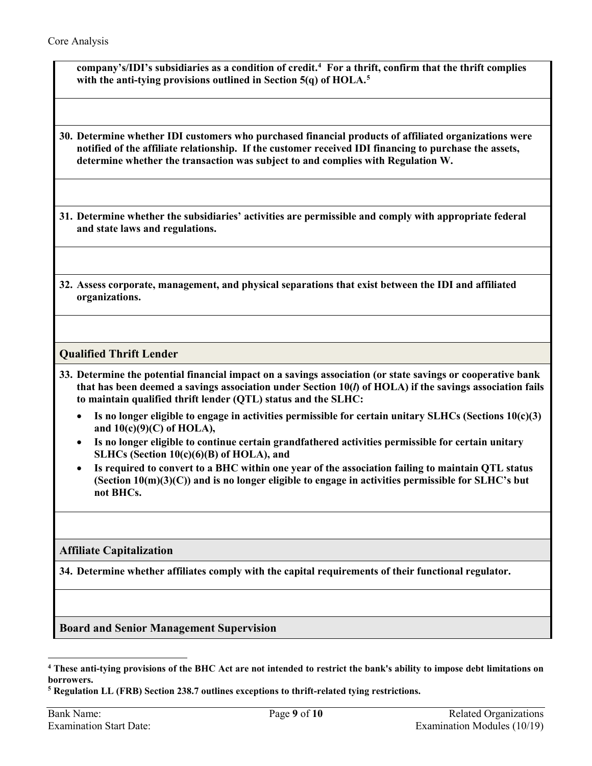**company's/IDI's subsidiaries as a condition of credit.[4] For a thrift, confirm that the thrift complies with the anti-tying provisions outlined in Section 5(q) of HOLA.[5]**

**30. Determine whether IDI customers who purchased financial products of affiliated organizations were notified of the affiliate relationship. If the customer received IDI financing to purchase the assets, determine whether the transaction was subject to and complies with Regulation W.**

**31. Determine whether the subsidiaries' activities are permissible and comply with appropriate federal and state laws and regulations.**

**32. Assess corporate, management, and physical separations that exist between the IDI and affiliated organizations.**

## Qualified Thrift Lender

**33. Determine the potential financial impact on a savings association (or state savings or cooperative bank that has been deemed a savings association under Section 10(*l*) of HOLA) if the savings association fails to maintain qualified thrift lender (QTL) status and the SLHC:**

- **Is no longer eligible to engage in activities permissible for certain unitary SLHCs (Sections 10(c)(3) and 10(c)(9)(C) of HOLA),**
- **Is no longer eligible to continue certain grandfathered activities permissible for certain unitary SLHCs (Section 10(c)(6)(B) of HOLA), and**
- **Is required to convert to a BHC within one year of the association failing to maintain QTL status (Section 10(m)(3)(C)) and is no longer eligible to engage in activities permissible for SLHC's but not BHCs.**

## Affiliate Capitalization

**34. Determine whether affiliates comply with the capital requirements of their functional regulator.**

## Board and Senior Management Supervision

---

**[4] These anti-tying provisions of the BHC Act are not intended to restrict the bank's ability to impose debt limitations on borrowers.**

**[5] Regulation LL (FRB) Section 238.7 outlines exceptions to thrift-related tying restrictions.**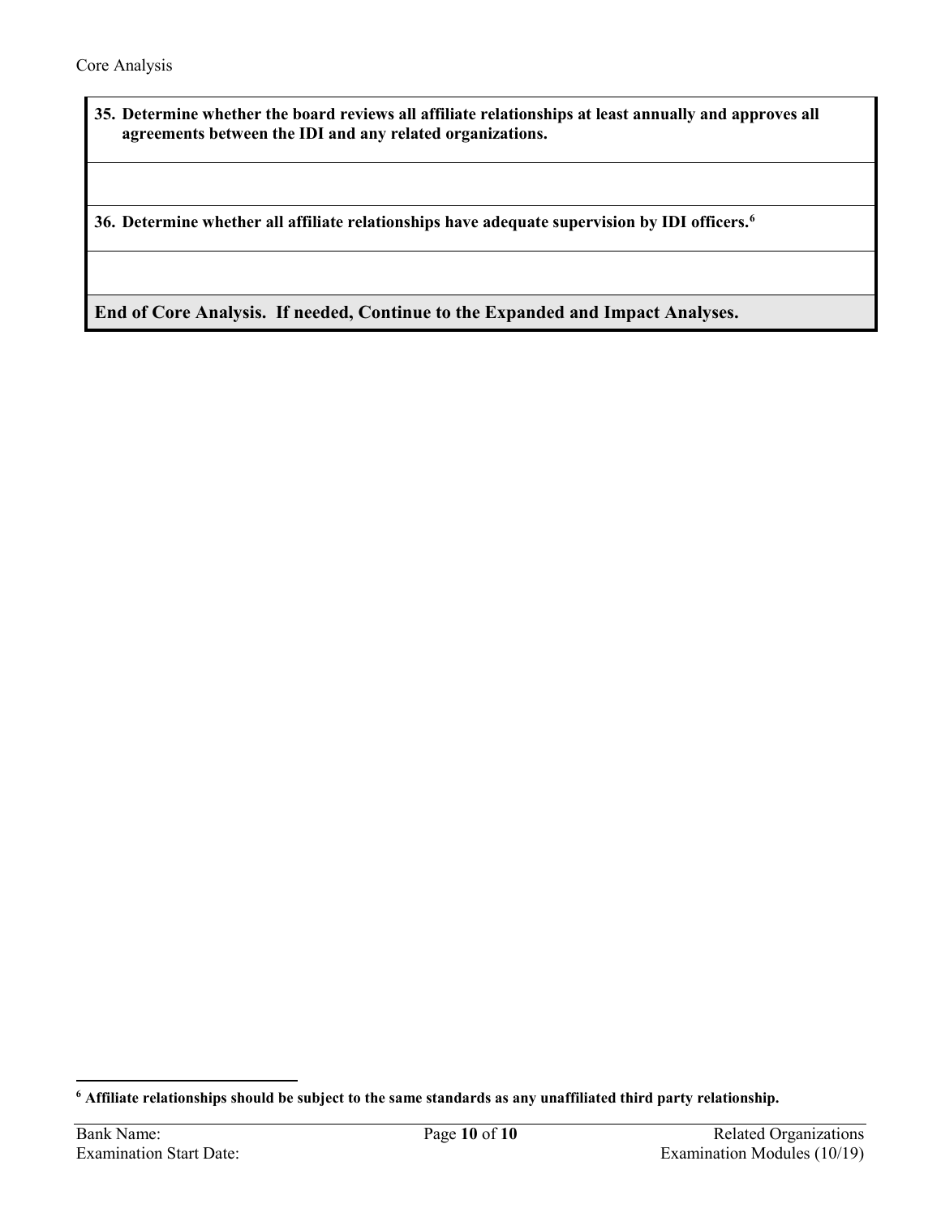**35. Determine whether the board reviews all affiliate relationships at least annually and approves all agreements between the IDI and any related organizations.**

**36. Determine whether all affiliate relationships have adequate supervision by IDI officers.[6]**

**End of Core Analysis. If needed, Continue to the Expanded and Impact Analyses.**

[6] **Affiliate relationships should be subject to the same standards as any unaffiliated third party relationship.**

Bank Name:
Examination Start Date: